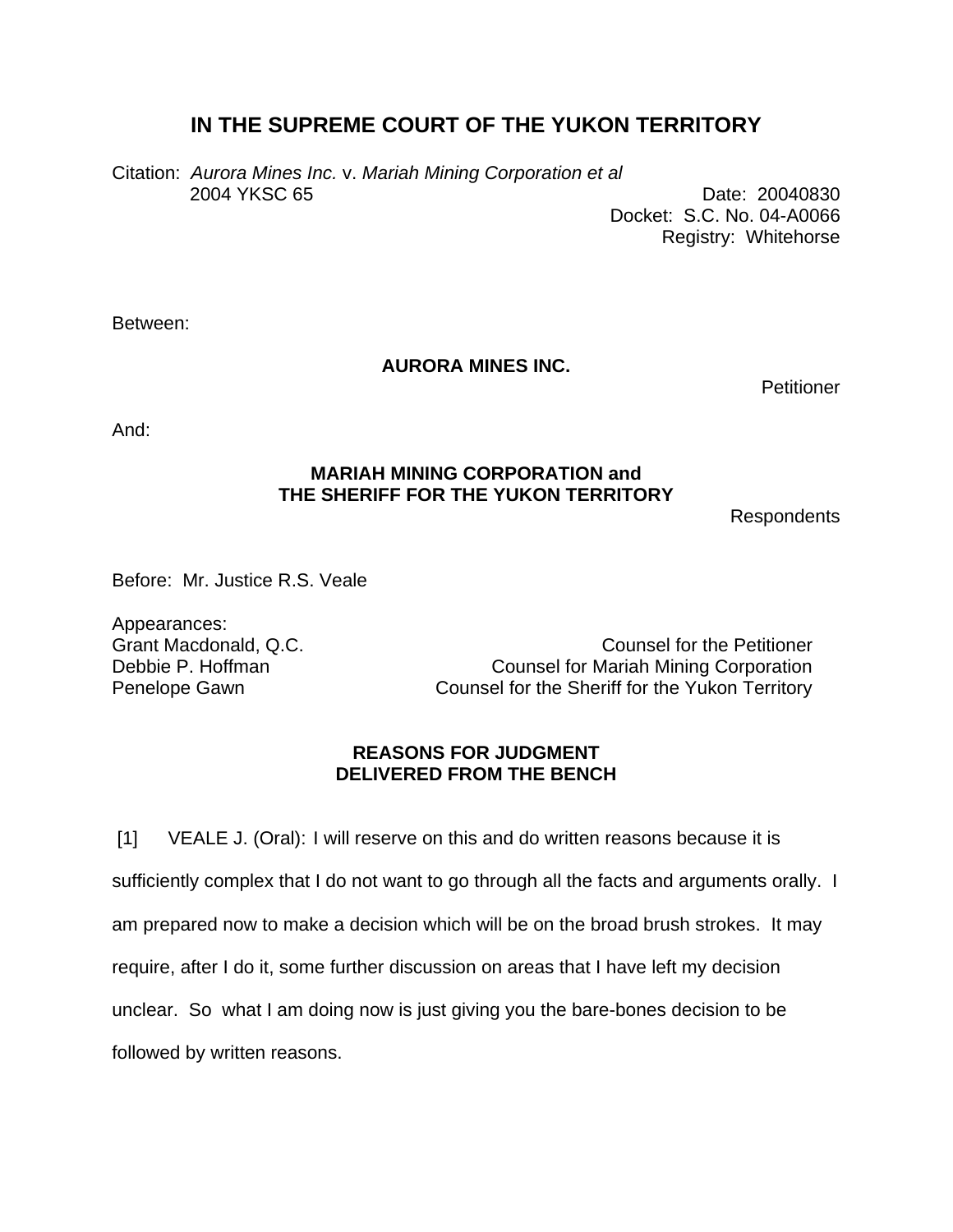# IN THE SUPREME COURT OF THE YUKON TERRITORY

Citation: *Aurora Mines Inc.* v. *Mariah Mining Corporation et al*
2004 YKSC 65

Date: 20040830
Docket: S.C. No. 04-A0066
Registry: Whitehorse

Between:

**AURORA MINES INC.**

Petitioner

And:

**MARIAH MINING CORPORATION and**
**THE SHERIFF FOR THE YUKON TERRITORY**

Respondents

Before: Mr. Justice R.S. Veale

Appearances:

| | |
|---|---|
| Grant Macdonald, Q.C. | Counsel for the Petitioner |
| Debbie P. Hoffman | Counsel for Mariah Mining Corporation |
| Penelope Gawn | Counsel for the Sheriff for the Yukon Territory |

**REASONS FOR JUDGMENT**
**DELIVERED FROM THE BENCH**

[1] VEALE J. (Oral): I will reserve on this and do written reasons because it is sufficiently complex that I do not want to go through all the facts and arguments orally. I am prepared now to make a decision which will be on the broad brush strokes. It may require, after I do it, some further discussion on areas that I have left my decision unclear. So what I am doing now is just giving you the bare-bones decision to be followed by written reasons.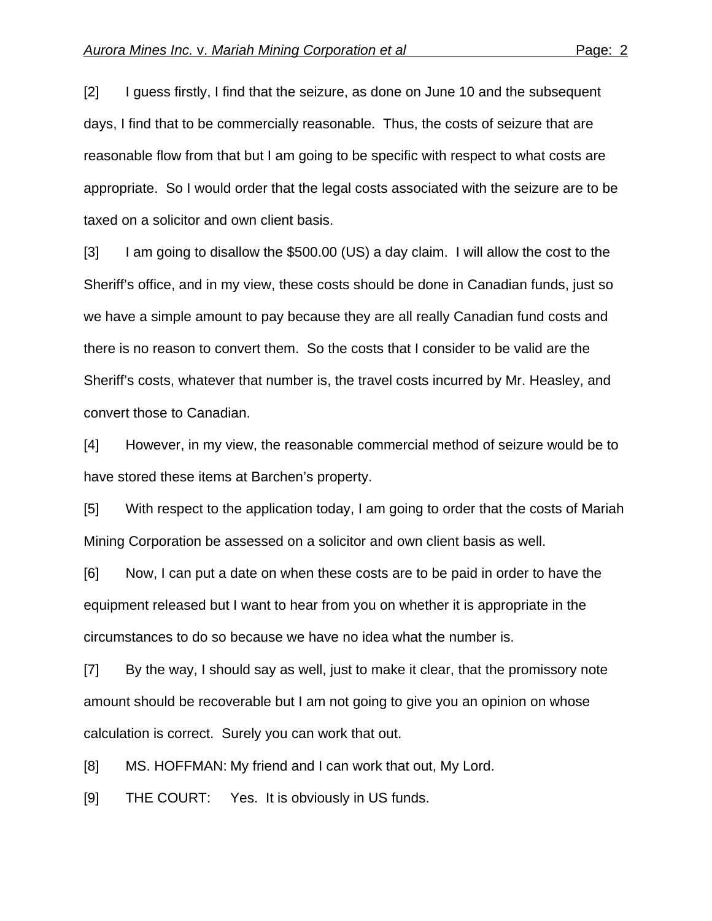[2] I guess firstly, I find that the seizure, as done on June 10 and the subsequent days, I find that to be commercially reasonable. Thus, the costs of seizure that are reasonable flow from that but I am going to be specific with respect to what costs are appropriate. So I would order that the legal costs associated with the seizure are to be taxed on a solicitor and own client basis.

[3] I am going to disallow the $500.00 (US) a day claim. I will allow the cost to the Sheriff's office, and in my view, these costs should be done in Canadian funds, just so we have a simple amount to pay because they are all really Canadian fund costs and there is no reason to convert them. So the costs that I consider to be valid are the Sheriff's costs, whatever that number is, the travel costs incurred by Mr. Heasley, and convert those to Canadian.

[4] However, in my view, the reasonable commercial method of seizure would be to have stored these items at Barchen's property.

[5] With respect to the application today, I am going to order that the costs of Mariah Mining Corporation be assessed on a solicitor and own client basis as well.

[6] Now, I can put a date on when these costs are to be paid in order to have the equipment released but I want to hear from you on whether it is appropriate in the circumstances to do so because we have no idea what the number is.

[7] By the way, I should say as well, just to make it clear, that the promissory note amount should be recoverable but I am not going to give you an opinion on whose calculation is correct. Surely you can work that out.

[8] MS. HOFFMAN: My friend and I can work that out, My Lord.

[9] THE COURT: Yes. It is obviously in US funds.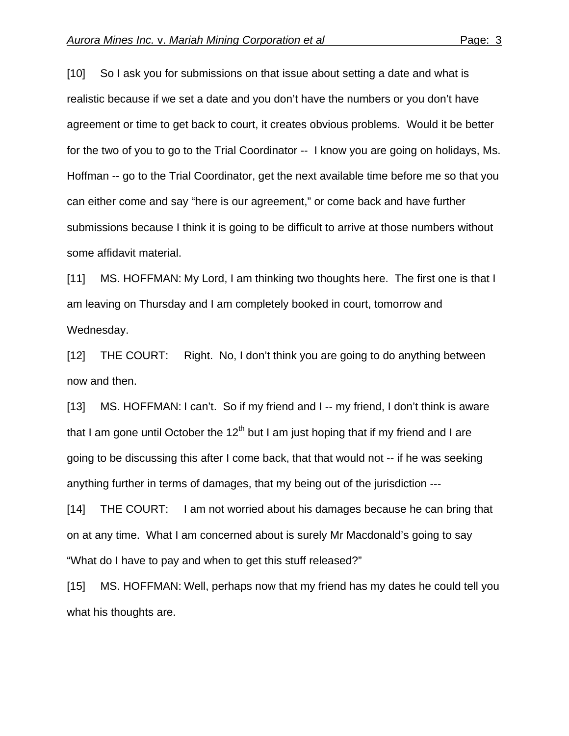[10] So I ask you for submissions on that issue about setting a date and what is realistic because if we set a date and you don't have the numbers or you don't have agreement or time to get back to court, it creates obvious problems. Would it be better for the two of you to go to the Trial Coordinator -- I know you are going on holidays, Ms. Hoffman -- go to the Trial Coordinator, get the next available time before me so that you can either come and say "here is our agreement," or come back and have further submissions because I think it is going to be difficult to arrive at those numbers without some affidavit material.

[11] MS. HOFFMAN: My Lord, I am thinking two thoughts here. The first one is that I am leaving on Thursday and I am completely booked in court, tomorrow and Wednesday.

[12] THE COURT: Right. No, I don't think you are going to do anything between now and then.

[13] MS. HOFFMAN: I can't. So if my friend and I -- my friend, I don't think is aware that I am gone until October the 12th but I am just hoping that if my friend and I are going to be discussing this after I come back, that that would not -- if he was seeking anything further in terms of damages, that my being out of the jurisdiction ---

[14] THE COURT: I am not worried about his damages because he can bring that on at any time. What I am concerned about is surely Mr Macdonald's going to say "What do I have to pay and when to get this stuff released?"

[15] MS. HOFFMAN: Well, perhaps now that my friend has my dates he could tell you what his thoughts are.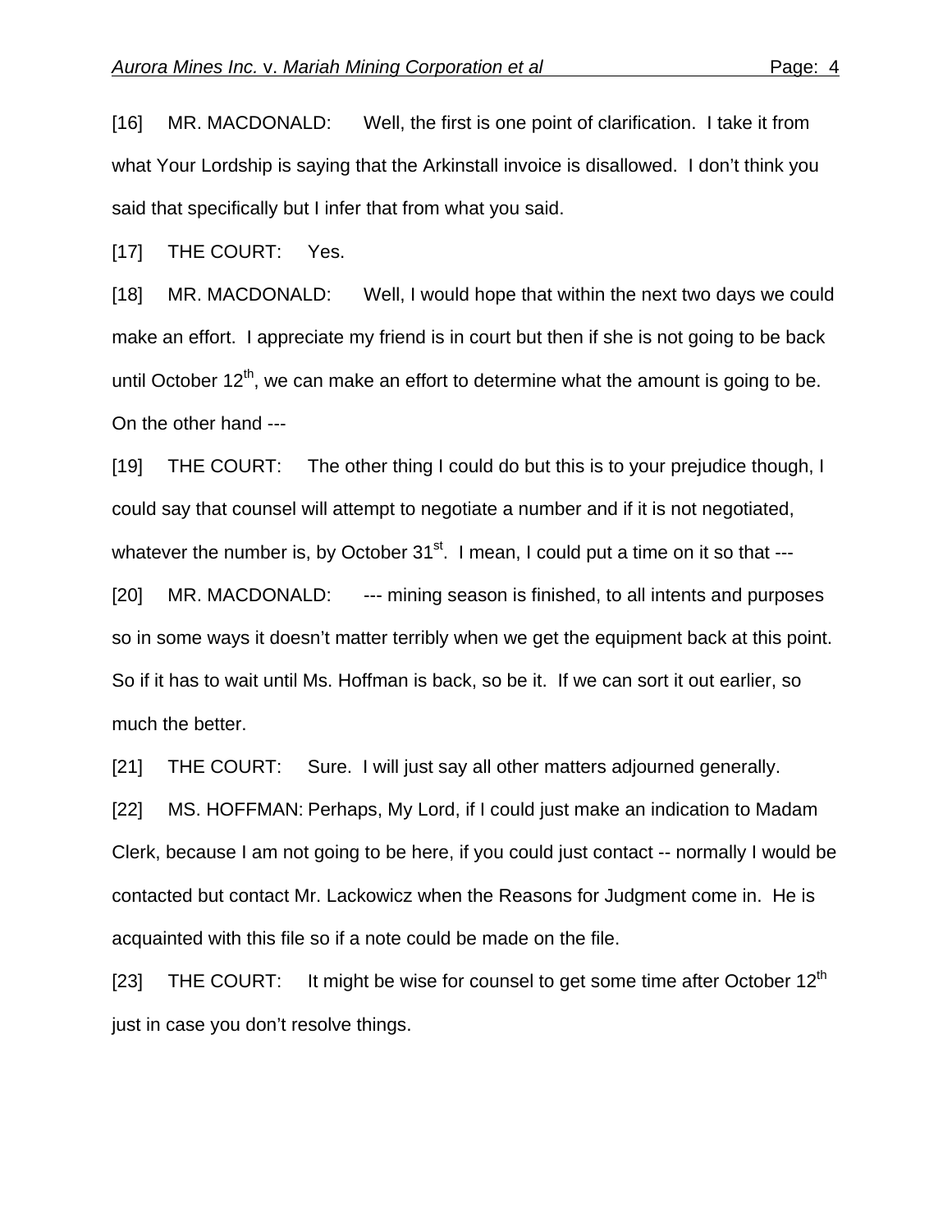[16] MR. MACDONALD: Well, the first is one point of clarification. I take it from what Your Lordship is saying that the Arkinstall invoice is disallowed. I don't think you said that specifically but I infer that from what you said.

[17] THE COURT: Yes.

[18] MR. MACDONALD: Well, I would hope that within the next two days we could make an effort. I appreciate my friend is in court but then if she is not going to be back until October 12th, we can make an effort to determine what the amount is going to be. On the other hand ---

[19] THE COURT: The other thing I could do but this is to your prejudice though, I could say that counsel will attempt to negotiate a number and if it is not negotiated, whatever the number is, by October 31st. I mean, I could put a time on it so that ---

[20] MR. MACDONALD: --- mining season is finished, to all intents and purposes so in some ways it doesn't matter terribly when we get the equipment back at this point. So if it has to wait until Ms. Hoffman is back, so be it. If we can sort it out earlier, so much the better.

[21] THE COURT: Sure. I will just say all other matters adjourned generally.

[22] MS. HOFFMAN: Perhaps, My Lord, if I could just make an indication to Madam Clerk, because I am not going to be here, if you could just contact -- normally I would be contacted but contact Mr. Lackowicz when the Reasons for Judgment come in. He is acquainted with this file so if a note could be made on the file.

[23] THE COURT: It might be wise for counsel to get some time after October 12th just in case you don't resolve things.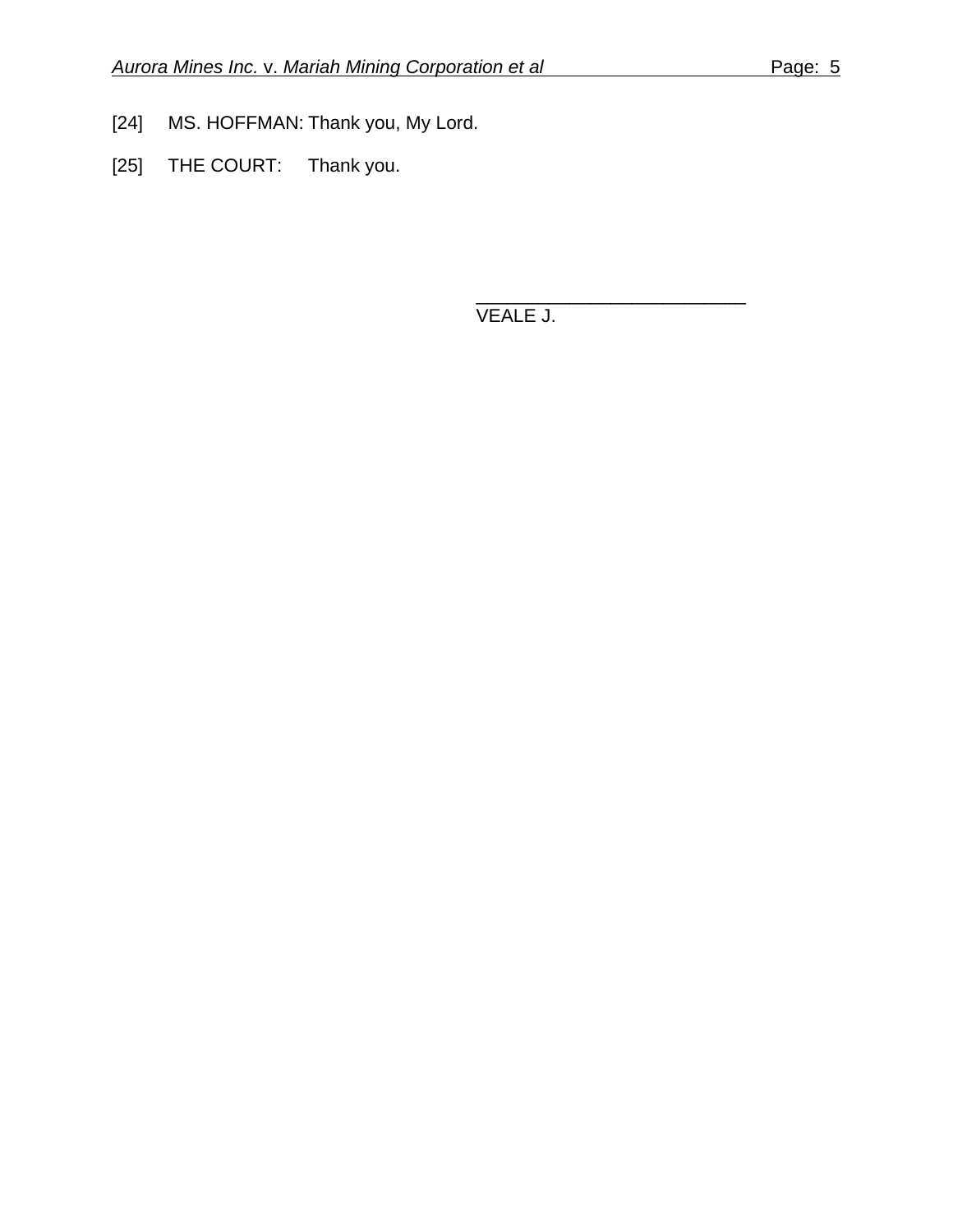[24] MS. HOFFMAN: Thank you, My Lord.

[25] THE COURT: Thank you.

___________________________
VEALE J.